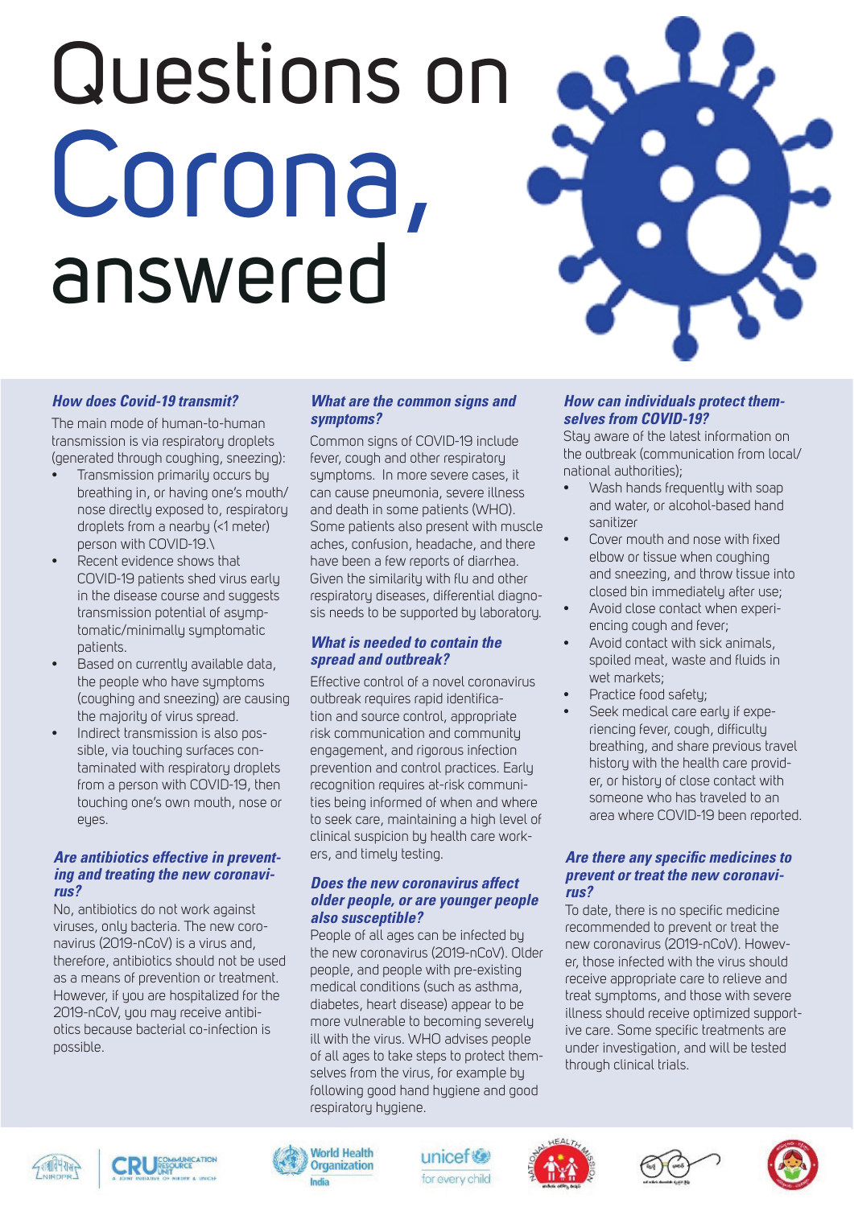# Questions on Corona, answered

### *How does Covid-19 transmit?*

The main mode of human-to-human transmission is via respiratory droplets (generated through coughing, sneezing):

- Transmission primarily occurs by breathing in, or having one's mouth/nose directly exposed to, respiratory droplets from a nearby (<1 meter) person with COVID-19.\
- Recent evidence shows that COVID-19 patients shed virus early in the disease course and suggests transmission potential of asymptomatic/minimally symptomatic patients.
- Based on currently available data, the people who have symptoms (coughing and sneezing) are causing the majority of virus spread.
- Indirect transmission is also possible, via touching surfaces contaminated with respiratory droplets from a person with COVID-19, then touching one's own mouth, nose or eyes.

### *Are antibiotics effective in preventing and treating the new coronavirus?*

No, antibiotics do not work against viruses, only bacteria. The new coronavirus (2019-nCoV) is a virus and, therefore, antibiotics should not be used as a means of prevention or treatment. However, if you are hospitalized for the 2019-nCoV, you may receive antibiotics because bacterial co-infection is possible.

### *What are the common signs and symptoms?*

Common signs of COVID-19 include fever, cough and other respiratory symptoms. In more severe cases, it can cause pneumonia, severe illness and death in some patients (WHO). Some patients also present with muscle aches, confusion, headache, and there have been a few reports of diarrhea. Given the similarity with flu and other respiratory diseases, differential diagnosis needs to be supported by laboratory.

### *What is needed to contain the spread and outbreak?*

Effective control of a novel coronavirus outbreak requires rapid identification and source control, appropriate risk communication and community engagement, and rigorous infection prevention and control practices. Early recognition requires at-risk communities being informed of when and where to seek care, maintaining a high level of clinical suspicion by health care workers, and timely testing.

### *Does the new coronavirus affect older people, or are younger people also susceptible?*

People of all ages can be infected by the new coronavirus (2019-nCoV). Older people, and people with pre-existing medical conditions (such as asthma, diabetes, heart disease) appear to be more vulnerable to becoming severely ill with the virus. WHO advises people of all ages to take steps to protect themselves from the virus, for example by following good hand hygiene and good respiratory hygiene.

### *How can individuals protect themselves from COVID-19?*

Stay aware of the latest information on the outbreak (communication from local/national authorities);

- Wash hands frequently with soap and water, or alcohol-based hand sanitizer
- Cover mouth and nose with fixed elbow or tissue when coughing and sneezing, and throw tissue into closed bin immediately after use;
- Avoid close contact when experiencing cough and fever;
- Avoid contact with sick animals, spoiled meat, waste and fluids in wet markets;
- Practice food safety;
- Seek medical care early if experiencing fever, cough, difficulty breathing, and share previous travel history with the health care provider, or history of close contact with someone who has traveled to an area where COVID-19 been reported.

### *Are there any specific medicines to prevent or treat the new coronavirus?*

To date, there is no specific medicine recommended to prevent or treat the new coronavirus (2019-nCoV). However, those infected with the virus should receive appropriate care to relieve and treat symptoms, and those with severe illness should receive optimized supportive care. Some specific treatments are under investigation, and will be tested through clinical trials.

NIRDPR | CRU Communication Resource Unit | World Health Organization India | unicef for every child | National Health Mission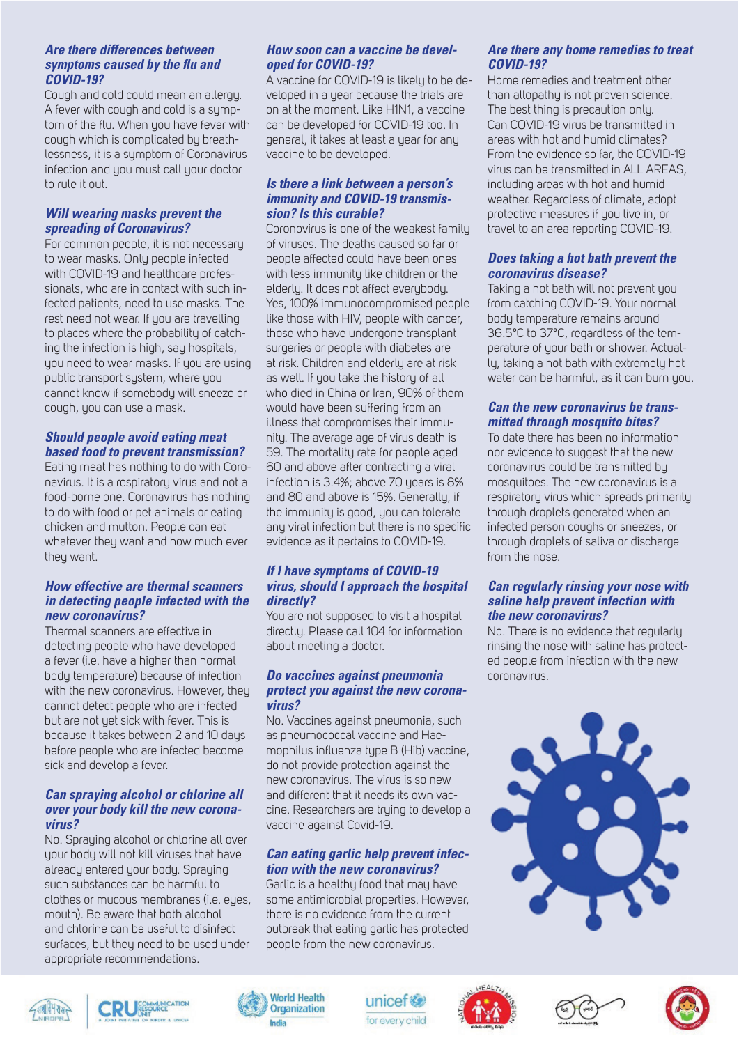### Are there differences between symptoms caused by the flu and COVID-19?

Cough and cold could mean an allergy. A fever with cough and cold is a symptom of the flu. When you have fever with cough which is complicated by breathlessness, it is a symptom of Coronavirus infection and you must call your doctor to rule it out.

### Will wearing masks prevent the spreading of Coronavirus?

For common people, it is not necessary to wear masks. Only people infected with COVID-19 and healthcare professionals, who are in contact with such infected patients, need to use masks. The rest need not wear. If you are travelling to places where the probability of catching the infection is high, say hospitals, you need to wear masks. If you are using public transport system, where you cannot know if somebody will sneeze or cough, you can use a mask.

### Should people avoid eating meat based food to prevent transmission?

Eating meat has nothing to do with Coronavirus. It is a respiratory virus and not a food-borne one. Coronavirus has nothing to do with food or pet animals or eating chicken and mutton. People can eat whatever they want and how much ever they want.

### How effective are thermal scanners in detecting people infected with the new coronavirus?

Thermal scanners are effective in detecting people who have developed a fever (i.e. have a higher than normal body temperature) because of infection with the new coronavirus. However, they cannot detect people who are infected but are not yet sick with fever. This is because it takes between 2 and 10 days before people who are infected become sick and develop a fever.

### Can spraying alcohol or chlorine all over your body kill the new coronavirus?

No. Spraying alcohol or chlorine all over your body will not kill viruses that have already entered your body. Spraying such substances can be harmful to clothes or mucous membranes (i.e. eyes, mouth). Be aware that both alcohol and chlorine can be useful to disinfect surfaces, but they need to be used under appropriate recommendations.

### How soon can a vaccine be developed for COVID-19?

A vaccine for COVID-19 is likely to be developed in a year because the trials are on at the moment. Like H1N1, a vaccine can be developed for COVID-19 too. In general, it takes at least a year for any vaccine to be developed.

### Is there a link between a person's immunity and COVID-19 transmission? Is this curable?

Coronavirus is one of the weakest family of viruses. The deaths caused so far or people affected could have been ones with less immunity like children or the elderly. It does not affect everybody. Yes, 100% immunocompromised people like those with HIV, people with cancer, those who have undergone transplant surgeries or people with diabetes are at risk. Children and elderly are at risk as well. If you take the history of all who died in China or Iran, 90% of them would have been suffering from an illness that compromises their immunity. The average age of virus death is 59. The mortality rate for people aged 60 and above after contracting a viral infection is 3.4%; above 70 years is 8% and 80 and above is 15%. Generally, if the immunity is good, you can tolerate any viral infection but there is no specific evidence as it pertains to COVID-19.

### If I have symptoms of COVID-19 virus, should I approach the hospital directly?

You are not supposed to visit a hospital directly. Please call 104 for information about meeting a doctor.

### Do vaccines against pneumonia protect you against the new coronavirus?

No. Vaccines against pneumonia, such as pneumococcal vaccine and Haemophilus influenza type B (Hib) vaccine, do not provide protection against the new coronavirus. The virus is so new and different that it needs its own vaccine. Researchers are trying to develop a vaccine against Covid-19.

### Can eating garlic help prevent infection with the new coronavirus?

Garlic is a healthy food that may have some antimicrobial properties. However, there is no evidence from the current outbreak that eating garlic has protected people from the new coronavirus.

### Are there any home remedies to treat COVID-19?

Home remedies and treatment other than allopathy is not proven science. The best thing is precaution only.
Can COVID-19 virus be transmitted in areas with hot and humid climates?
From the evidence so far, the COVID-19 virus can be transmitted in ALL AREAS, including areas with hot and humid weather. Regardless of climate, adopt protective measures if you live in, or travel to an area reporting COVID-19.

### Does taking a hot bath prevent the coronavirus disease?

Taking a hot bath will not prevent you from catching COVID-19. Your normal body temperature remains around 36.5°C to 37°C, regardless of the temperature of your bath or shower. Actually, taking a hot bath with extremely hot water can be harmful, as it can burn you.

### Can the new coronavirus be transmitted through mosquito bites?

To date there has been no information nor evidence to suggest that the new coronavirus could be transmitted by mosquitoes. The new coronavirus is a respiratory virus which spreads primarily through droplets generated when an infected person coughs or sneezes, or through droplets of saliva or discharge from the nose.

### Can regularly rinsing your nose with saline help prevent infection with the new coronavirus?

No. There is no evidence that regularly rinsing the nose with saline has protected people from infection with the new coronavirus.